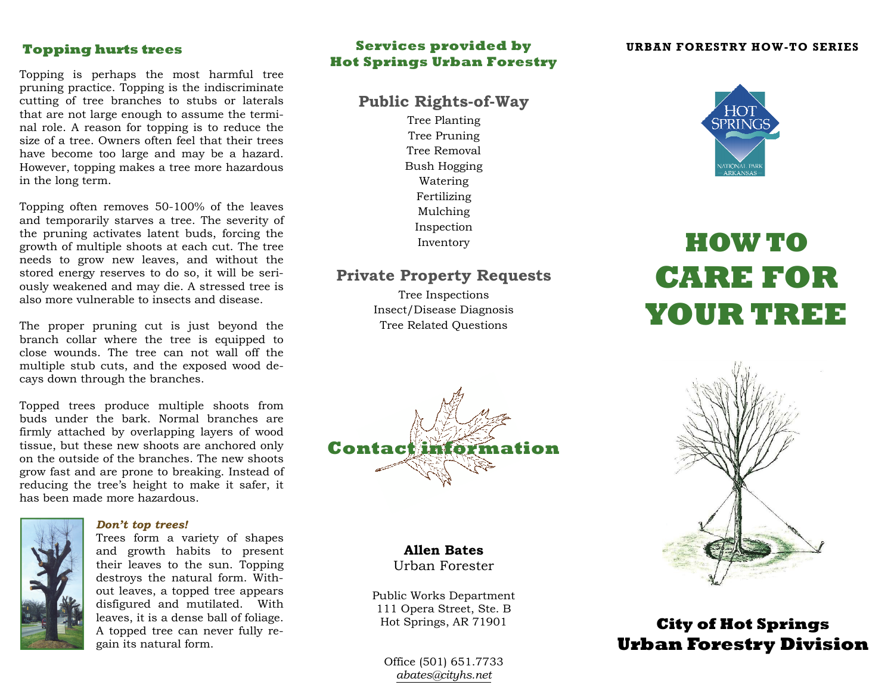## Topping hurts trees

Topping is perhaps the most harmful tree pruning practice. Topping is the indiscriminate cutting of tree branches to stubs or laterals that are not large enough to assume the terminal role. A reason for topping is to reduce the size of a tree. Owners often feel that their trees have become too large and may be a hazard. However, topping makes a tree more hazardous in the long term.

Topping often removes 50-100% of the leaves and temporarily starves a tree. The severity of the pruning activates latent buds, forcing the growth of multiple shoots at each cut. The tree needs to grow new leaves, and without the stored energy reserves to do so, it will be seriously weakened and may die. A stressed tree is also more vulnerable to insects and disease.

The proper pruning cut is just beyond the branch collar where the tree is equipped to close wounds. The tree can not wall off the multiple stub cuts, and the exposed wood decays down through the branches.

Topped trees produce multiple shoots from buds under the bark. Normal branches are firmly attached by overlapping layers of wood tissue, but these new shoots are anchored only on the outside of the branches. The new shoots grow fast and are prone to breaking. Instead of reducing the tree's height to make it safer, it has been made more hazardous.

***Don't top trees!***

Trees form a variety of shapes and growth habits to present their leaves to the sun. Topping destroys the natural form. Without leaves, a topped tree appears disfigured and mutilated. With leaves, it is a dense ball of foliage. A topped tree can never fully regain its natural form.

## Services provided by Hot Springs Urban Forestry

### Public Rights-of-Way

Tree Planting
Tree Pruning
Tree Removal
Bush Hogging
Watering
Fertilizing
Mulching
Inspection
Inventory

### Private Property Requests

Tree Inspections
Insect/Disease Diagnosis
Tree Related Questions

## Contact information

**Allen Bates**
Urban Forester

Public Works Department
111 Opera Street, Ste. B
Hot Springs, AR 71901

Office (501) 651.7733
abates@cityhs.net

**URBAN FORESTRY HOW-TO SERIES**

# HOW TO CARE FOR YOUR TREE

**City of Hot Springs**
**Urban Forestry Division**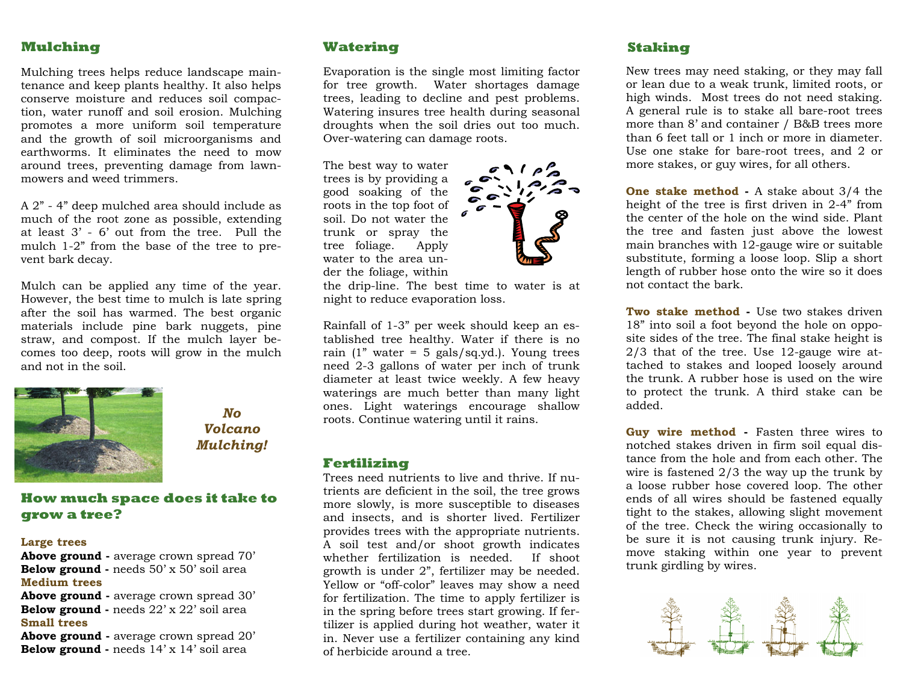## Mulching

Mulching trees helps reduce landscape maintenance and keep plants healthy. It also helps conserve moisture and reduces soil compaction, water runoff and soil erosion. Mulching promotes a more uniform soil temperature and the growth of soil microorganisms and earthworms. It eliminates the need to mow around trees, preventing damage from lawnmowers and weed trimmers.

A 2" - 4" deep mulched area should include as much of the root zone as possible, extending at least 3' - 6' out from the tree. Pull the mulch 1-2" from the base of the tree to prevent bark decay.

Mulch can be applied any time of the year. However, the best time to mulch is late spring after the soil has warmed. The best organic materials include pine bark nuggets, pine straw, and compost. If the mulch layer becomes too deep, roots will grow in the mulch and not in the soil.

***No Volcano Mulching!***

## How much space does it take to grow a tree?

**Large trees**
**Above ground -** average crown spread 70'
**Below ground -** needs 50' x 50' soil area
**Medium trees**
**Above ground -** average crown spread 30'
**Below ground -** needs 22' x 22' soil area
**Small trees**
**Above ground -** average crown spread 20'
**Below ground -** needs 14' x 14' soil area

## Watering

Evaporation is the single most limiting factor for tree growth. Water shortages damage trees, leading to decline and pest problems. Watering insures tree health during seasonal droughts when the soil dries out too much. Over-watering can damage roots.

The best way to water trees is by providing a good soaking of the roots in the top foot of soil. Do not water the trunk or spray the tree foliage. Apply water to the area under the foliage, within the drip-line. The best time to water is at night to reduce evaporation loss.

Rainfall of 1-3" per week should keep an established tree healthy. Water if there is no rain (1" water = 5 gals/sq.yd.). Young trees need 2-3 gallons of water per inch of trunk diameter at least twice weekly. A few heavy waterings are much better than many light ones. Light waterings encourage shallow roots. Continue watering until it rains.

## Fertilizing

Trees need nutrients to live and thrive. If nutrients are deficient in the soil, the tree grows more slowly, is more susceptible to diseases and insects, and is shorter lived. Fertilizer provides trees with the appropriate nutrients. A soil test and/or shoot growth indicates whether fertilization is needed. If shoot growth is under 2", fertilizer may be needed. Yellow or "off-color" leaves may show a need for fertilization. The time to apply fertilizer is in the spring before trees start growing. If fertilizer is applied during hot weather, water it in. Never use a fertilizer containing any kind of herbicide around a tree.

## Staking

New trees may need staking, or they may fall or lean due to a weak trunk, limited roots, or high winds. Most trees do not need staking. A general rule is to stake all bare-root trees more than 8' and container / B&B trees more than 6 feet tall or 1 inch or more in diameter. Use one stake for bare-root trees, and 2 or more stakes, or guy wires, for all others.

**One stake method -** A stake about 3/4 the height of the tree is first driven in 2-4" from the center of the hole on the wind side. Plant the tree and fasten just above the lowest main branches with 12-gauge wire or suitable substitute, forming a loose loop. Slip a short length of rubber hose onto the wire so it does not contact the bark.

**Two stake method -** Use two stakes driven 18" into soil a foot beyond the hole on opposite sides of the tree. The final stake height is 2/3 that of the tree. Use 12-gauge wire attached to stakes and looped loosely around the trunk. A rubber hose is used on the wire to protect the trunk. A third stake can be added.

**Guy wire method -** Fasten three wires to notched stakes driven in firm soil equal distance from the hole and from each other. The wire is fastened 2/3 the way up the trunk by a loose rubber hose covered loop. The other ends of all wires should be fastened equally tight to the stakes, allowing slight movement of the tree. Check the wiring occasionally to be sure it is not causing trunk injury. Remove staking within one year to prevent trunk girdling by wires.